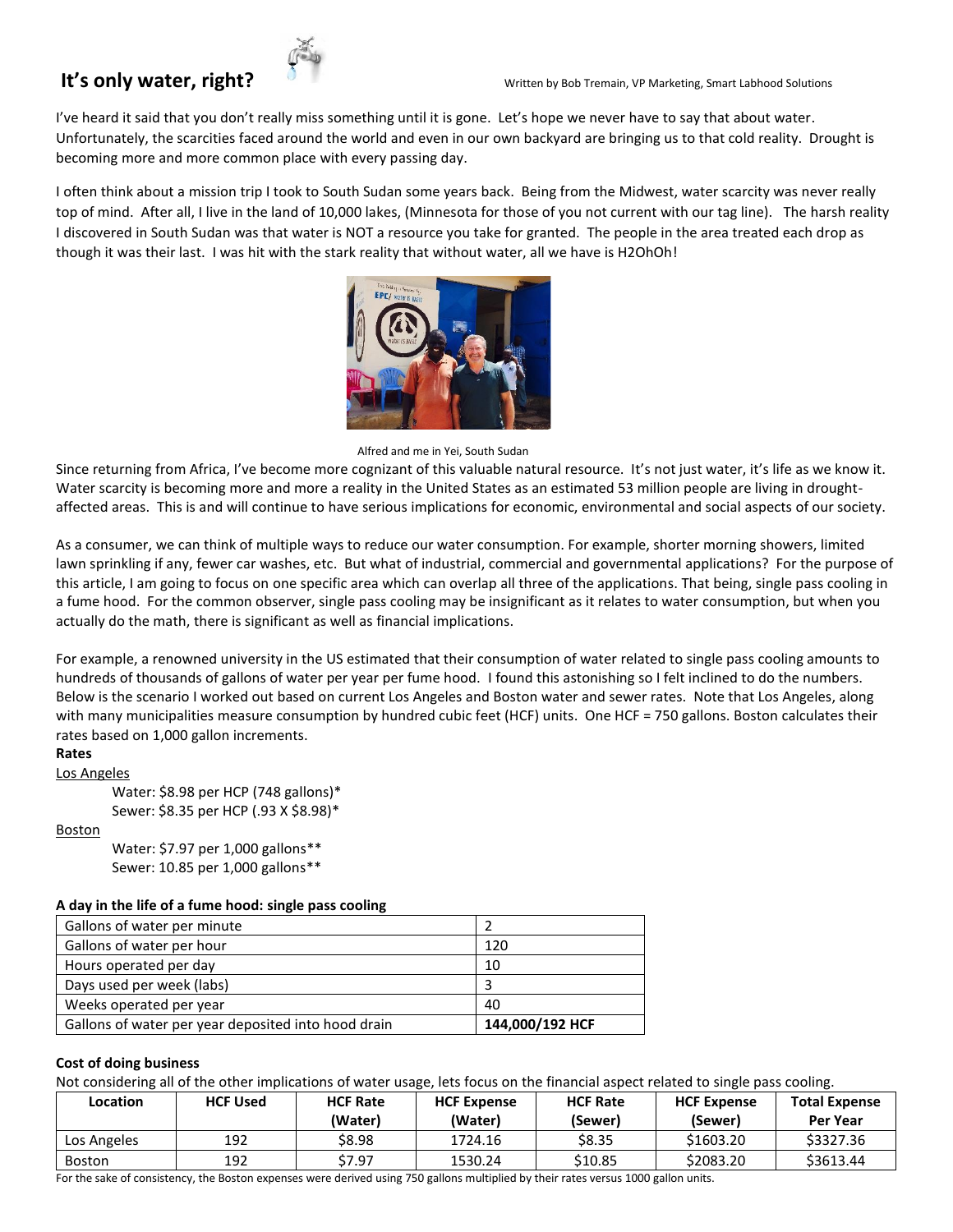# It's only water, right?

Written by Bob Tremain, VP Marketing, Smart Labhood Solutions

I've heard it said that you don't really miss something until it is gone. Let's hope we never have to say that about water. Unfortunately, the scarcities faced around the world and even in our own backyard are bringing us to that cold reality. Drought is becoming more and more common place with every passing day.

I often think about a mission trip I took to South Sudan some years back. Being from the Midwest, water scarcity was never really top of mind. After all, I live in the land of 10,000 lakes, (Minnesota for those of you not current with our tag line). The harsh reality I discovered in South Sudan was that water is NOT a resource you take for granted. The people in the area treated each drop as though it was their last. I was hit with the stark reality that without water, all we have is H2OhOh!

Alfred and me in Yei, South Sudan

Since returning from Africa, I've become more cognizant of this valuable natural resource. It's not just water, it's life as we know it. Water scarcity is becoming more and more a reality in the United States as an estimated 53 million people are living in drought-affected areas. This is and will continue to have serious implications for economic, environmental and social aspects of our society.

As a consumer, we can think of multiple ways to reduce our water consumption. For example, shorter morning showers, limited lawn sprinkling if any, fewer car washes, etc. But what of industrial, commercial and governmental applications? For the purpose of this article, I am going to focus on one specific area which can overlap all three of the applications. That being, single pass cooling in a fume hood. For the common observer, single pass cooling may be insignificant as it relates to water consumption, but when you actually do the math, there is significant as well as financial implications.

For example, a renowned university in the US estimated that their consumption of water related to single pass cooling amounts to hundreds of thousands of gallons of water per year per fume hood. I found this astonishing so I felt inclined to do the numbers. Below is the scenario I worked out based on current Los Angeles and Boston water and sewer rates. Note that Los Angeles, along with many municipalities measure consumption by hundred cubic feet (HCF) units. One HCF = 750 gallons. Boston calculates their rates based on 1,000 gallon increments.

**Rates**

Los Angeles

- Water: $8.98 per HCP (748 gallons)*
- Sewer: $8.35 per HCP (.93 X $8.98)*

Boston

- Water: $7.97 per 1,000 gallons**
- Sewer: 10.85 per 1,000 gallons**

**A day in the life of a fume hood: single pass cooling**

| | |
|---|---|
| Gallons of water per minute | 2 |
| Gallons of water per hour | 120 |
| Hours operated per day | 10 |
| Days used per week (labs) | 3 |
| Weeks operated per year | 40 |
| Gallons of water per year deposited into hood drain | **144,000/192 HCF** |

**Cost of doing business**

Not considering all of the other implications of water usage, lets focus on the financial aspect related to single pass cooling.

| Location | HCF Used | HCF Rate (Water) | HCF Expense (Water) | HCF Rate (Sewer) | HCF Expense (Sewer) | Total Expense Per Year |
|---|---|---|---|---|---|---|
| Los Angeles | 192 | $8.98 | 1724.16 | $8.35 | $1603.20 | $3327.36 |
| Boston | 192 | $7.97 | 1530.24 | $10.85 | $2083.20 | $3613.44 |

For the sake of consistency, the Boston expenses were derived using 750 gallons multiplied by their rates versus 1000 gallon units.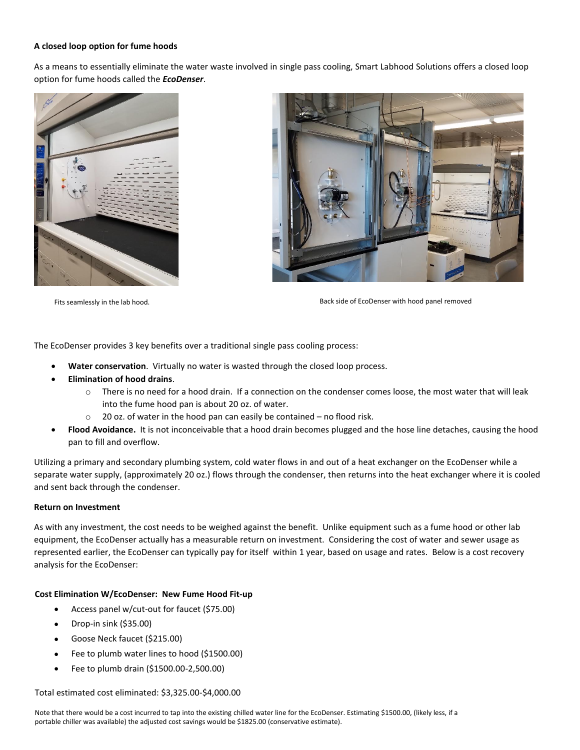**A closed loop option for fume hoods**

As a means to essentially eliminate the water waste involved in single pass cooling, Smart Labhood Solutions offers a closed loop option for fume hoods called the ***EcoDenser***.

Fits seamlessly in the lab hood.

Back side of EcoDenser with hood panel removed

The EcoDenser provides 3 key benefits over a traditional single pass cooling process:

- **Water conservation**. Virtually no water is wasted through the closed loop process.
- **Elimination of hood drains**.
  - There is no need for a hood drain. If a connection on the condenser comes loose, the most water that will leak into the fume hood pan is about 20 oz. of water.
  - 20 oz. of water in the hood pan can easily be contained – no flood risk.
- **Flood Avoidance.** It is not inconceivable that a hood drain becomes plugged and the hose line detaches, causing the hood pan to fill and overflow.

Utilizing a primary and secondary plumbing system, cold water flows in and out of a heat exchanger on the EcoDenser while a separate water supply, (approximately 20 oz.) flows through the condenser, then returns into the heat exchanger where it is cooled and sent back through the condenser.

**Return on Investment**

As with any investment, the cost needs to be weighed against the benefit. Unlike equipment such as a fume hood or other lab equipment, the EcoDenser actually has a measurable return on investment. Considering the cost of water and sewer usage as represented earlier, the EcoDenser can typically pay for itself within 1 year, based on usage and rates. Below is a cost recovery analysis for the EcoDenser:

**Cost Elimination W/EcoDenser: New Fume Hood Fit-up**

- Access panel w/cut-out for faucet ($75.00)
- Drop-in sink ($35.00)
- Goose Neck faucet ($215.00)
- Fee to plumb water lines to hood ($1500.00)
- Fee to plumb drain ($1500.00-2,500.00)

Total estimated cost eliminated: $3,325.00-$4,000.00

Note that there would be a cost incurred to tap into the existing chilled water line for the EcoDenser. Estimating $1500.00, (likely less, if a portable chiller was available) the adjusted cost savings would be $1825.00 (conservative estimate).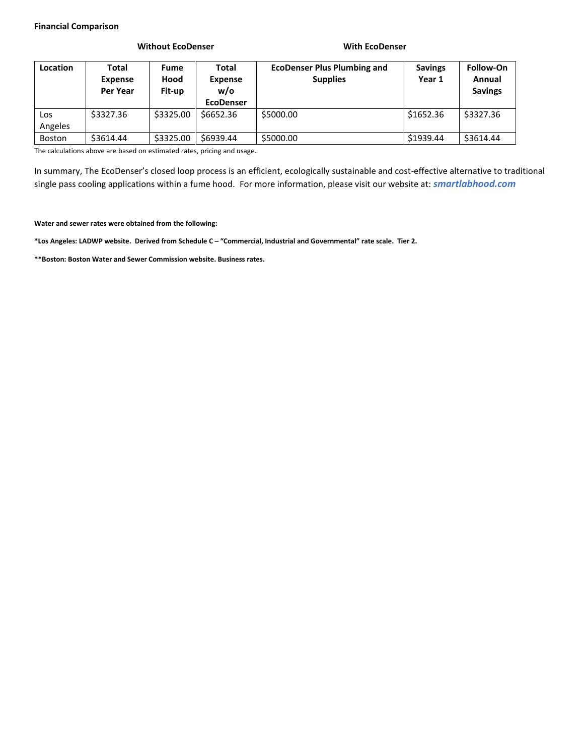**Financial Comparison**

| | Without EcoDenser | | | With EcoDenser | | |
|---|---|---|---|---|---|---|
| **Location** | **Total Expense Per Year** | **Fume Hood Fit-up** | **Total Expense w/o EcoDenser** | **EcoDenser Plus Plumbing and Supplies** | **Savings Year 1** | **Follow-On Annual Savings** |
| Los Angeles | $3327.36 | $3325.00 | $6652.36 | $5000.00 | $1652.36 | $3327.36 |
| Boston | $3614.44 | $3325.00 | $6939.44 | $5000.00 | $1939.44 | $3614.44 |

The calculations above are based on estimated rates, pricing and usage.

In summary, The EcoDenser's closed loop process is an efficient, ecologically sustainable and cost-effective alternative to traditional single pass cooling applications within a fume hood. For more information, please visit our website at: ***smartlabhood.com***

**Water and sewer rates were obtained from the following:**

**\*Los Angeles: LADWP website. Derived from Schedule C – "Commercial, Industrial and Governmental" rate scale. Tier 2.**

**\*\*Boston: Boston Water and Sewer Commission website. Business rates.**